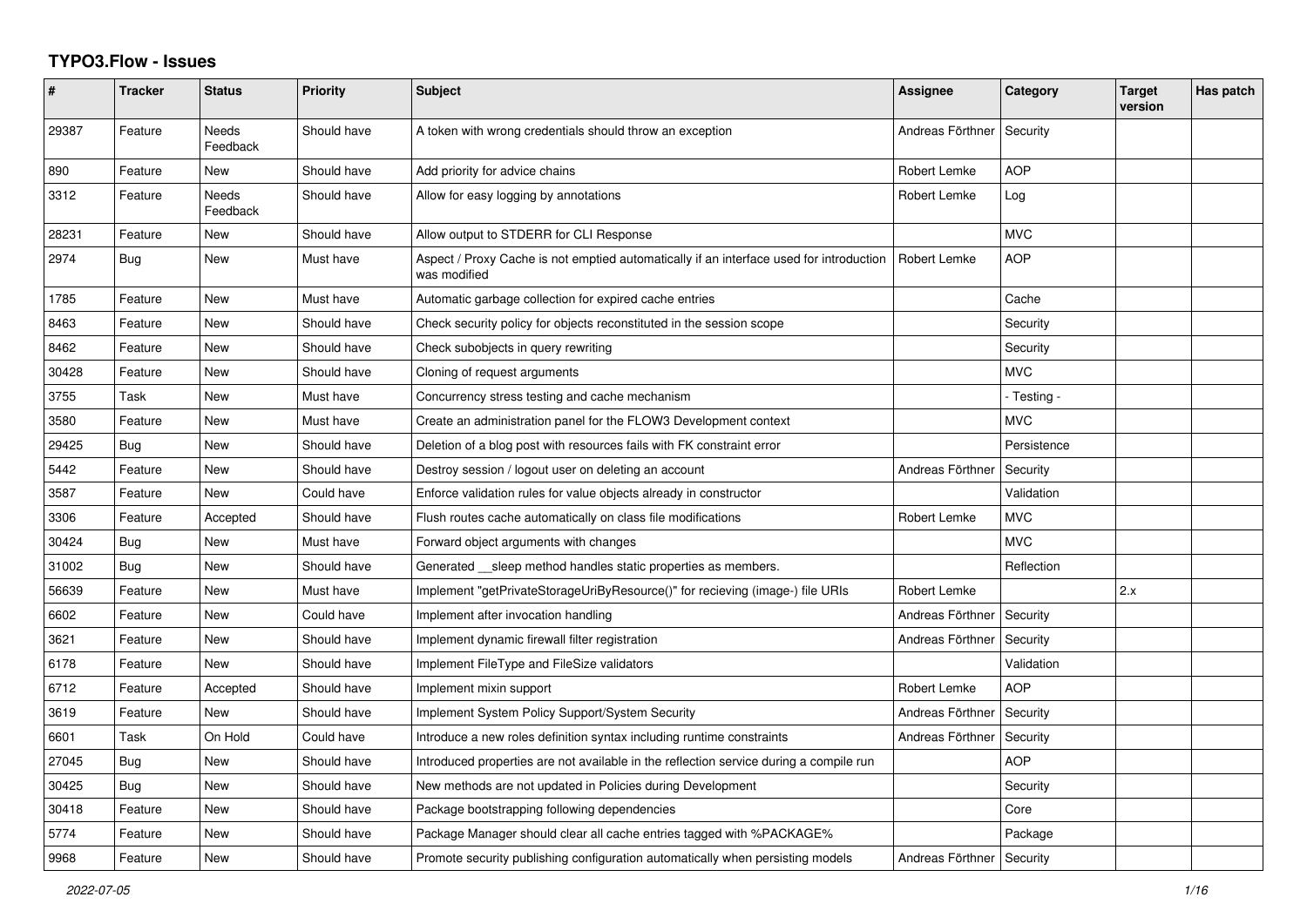# TYPO3.Flow - Issues

| # | Tracker | Status | Priority | Subject | Assignee | Category | Target version | Has patch |
|---|---|---|---|---|---|---|---|---|
| 29387 | Feature | Needs Feedback | Should have | A token with wrong credentials should throw an exception | Andreas Förthner | Security | | |
| 890 | Feature | New | Should have | Add priority for advice chains | Robert Lemke | AOP | | |
| 3312 | Feature | Needs Feedback | Should have | Allow for easy logging by annotations | Robert Lemke | Log | | |
| 28231 | Feature | New | Should have | Allow output to STDERR for CLI Response | | MVC | | |
| 2974 | Bug | New | Must have | Aspect / Proxy Cache is not emptied automatically if an interface used for introduction was modified | Robert Lemke | AOP | | |
| 1785 | Feature | New | Must have | Automatic garbage collection for expired cache entries | | Cache | | |
| 8463 | Feature | New | Should have | Check security policy for objects reconstituted in the session scope | | Security | | |
| 8462 | Feature | New | Should have | Check subobjects in query rewriting | | Security | | |
| 30428 | Feature | New | Should have | Cloning of request arguments | | MVC | | |
| 3755 | Task | New | Must have | Concurrency stress testing and cache mechanism | | - Testing - | | |
| 3580 | Feature | New | Must have | Create an administration panel for the FLOW3 Development context | | MVC | | |
| 29425 | Bug | New | Should have | Deletion of a blog post with resources fails with FK constraint error | | Persistence | | |
| 5442 | Feature | New | Should have | Destroy session / logout user on deleting an account | Andreas Förthner | Security | | |
| 3587 | Feature | New | Could have | Enforce validation rules for value objects already in constructor | | Validation | | |
| 3306 | Feature | Accepted | Should have | Flush routes cache automatically on class file modifications | Robert Lemke | MVC | | |
| 30424 | Bug | New | Must have | Forward object arguments with changes | | MVC | | |
| 31002 | Bug | New | Should have | Generated __sleep method handles static properties as members. | | Reflection | | |
| 56639 | Feature | New | Must have | Implement "getPrivateStorageUriByResource()" for recieving (image-) file URIs | Robert Lemke | | 2.x | |
| 6602 | Feature | New | Could have | Implement after invocation handling | Andreas Förthner | Security | | |
| 3621 | Feature | New | Should have | Implement dynamic firewall filter registration | Andreas Förthner | Security | | |
| 6178 | Feature | New | Should have | Implement FileType and FileSize validators | | Validation | | |
| 6712 | Feature | Accepted | Should have | Implement mixin support | Robert Lemke | AOP | | |
| 3619 | Feature | New | Should have | Implement System Policy Support/System Security | Andreas Förthner | Security | | |
| 6601 | Task | On Hold | Could have | Introduce a new roles definition syntax including runtime constraints | Andreas Förthner | Security | | |
| 27045 | Bug | New | Should have | Introduced properties are not available in the reflection service during a compile run | | AOP | | |
| 30425 | Bug | New | Should have | New methods are not updated in Policies during Development | | Security | | |
| 30418 | Feature | New | Should have | Package bootstrapping following dependencies | | Core | | |
| 5774 | Feature | New | Should have | Package Manager should clear all cache entries tagged with %PACKAGE% | | Package | | |
| 9968 | Feature | New | Should have | Promote security publishing configuration automatically when persisting models | Andreas Förthner | Security | | |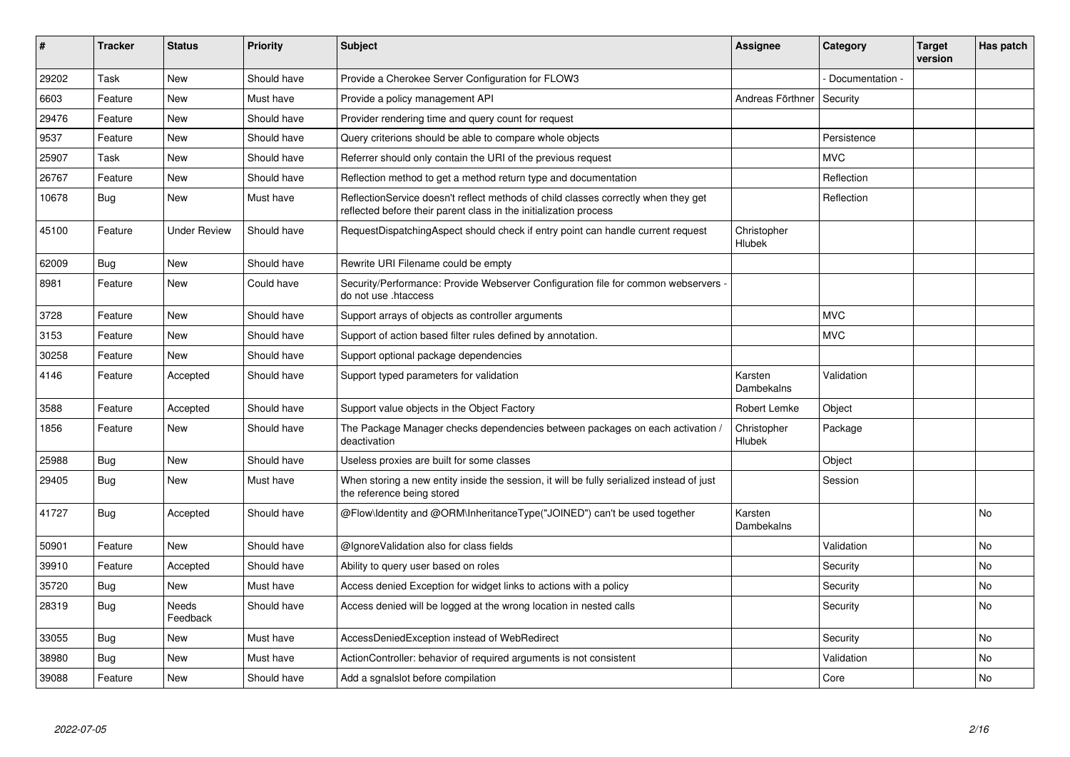| # | Tracker | Status | Priority | Subject | Assignee | Category | Target version | Has patch |
|---|---|---|---|---|---|---|---|---|
| 29202 | Task | New | Should have | Provide a Cherokee Server Configuration for FLOW3 | | - Documentation - | | |
| 6603 | Feature | New | Must have | Provide a policy management API | Andreas Förthner | Security | | |
| 29476 | Feature | New | Should have | Provider rendering time and query count for request | | | | |
| 9537 | Feature | New | Should have | Query criterions should be able to compare whole objects | | Persistence | | |
| 25907 | Task | New | Should have | Referrer should only contain the URI of the previous request | | MVC | | |
| 26767 | Feature | New | Should have | Reflection method to get a method return type and documentation | | Reflection | | |
| 10678 | Bug | New | Must have | ReflectionService doesn't reflect methods of child classes correctly when they get reflected before their parent class in the initialization process | | Reflection | | |
| 45100 | Feature | Under Review | Should have | RequestDispatchingAspect should check if entry point can handle current request | Christopher Hlubek | | | |
| 62009 | Bug | New | Should have | Rewrite URI Filename could be empty | | | | |
| 8981 | Feature | New | Could have | Security/Performance: Provide Webserver Configuration file for common webservers - do not use .htaccess | | | | |
| 3728 | Feature | New | Should have | Support arrays of objects as controller arguments | | MVC | | |
| 3153 | Feature | New | Should have | Support of action based filter rules defined by annotation. | | MVC | | |
| 30258 | Feature | New | Should have | Support optional package dependencies | | | | |
| 4146 | Feature | Accepted | Should have | Support typed parameters for validation | Karsten Dambekalns | Validation | | |
| 3588 | Feature | Accepted | Should have | Support value objects in the Object Factory | Robert Lemke | Object | | |
| 1856 | Feature | New | Should have | The Package Manager checks dependencies between packages on each activation / deactivation | Christopher Hlubek | Package | | |
| 25988 | Bug | New | Should have | Useless proxies are built for some classes | | Object | | |
| 29405 | Bug | New | Must have | When storing a new entity inside the session, it will be fully serialized instead of just the reference being stored | | Session | | |
| 41727 | Bug | Accepted | Should have | @Flow\Identity and @ORM\InheritanceType("JOINED") can't be used together | Karsten Dambekalns | | | No |
| 50901 | Feature | New | Should have | @IgnoreValidation also for class fields | | Validation | | No |
| 39910 | Feature | Accepted | Should have | Ability to query user based on roles | | Security | | No |
| 35720 | Bug | New | Must have | Access denied Exception for widget links to actions with a policy | | Security | | No |
| 28319 | Bug | Needs Feedback | Should have | Access denied will be logged at the wrong location in nested calls | | Security | | No |
| 33055 | Bug | New | Must have | AccessDeniedException instead of WebRedirect | | Security | | No |
| 38980 | Bug | New | Must have | ActionController: behavior of required arguments is not consistent | | Validation | | No |
| 39088 | Feature | New | Should have | Add a sgnalslot before compilation | | Core | | No |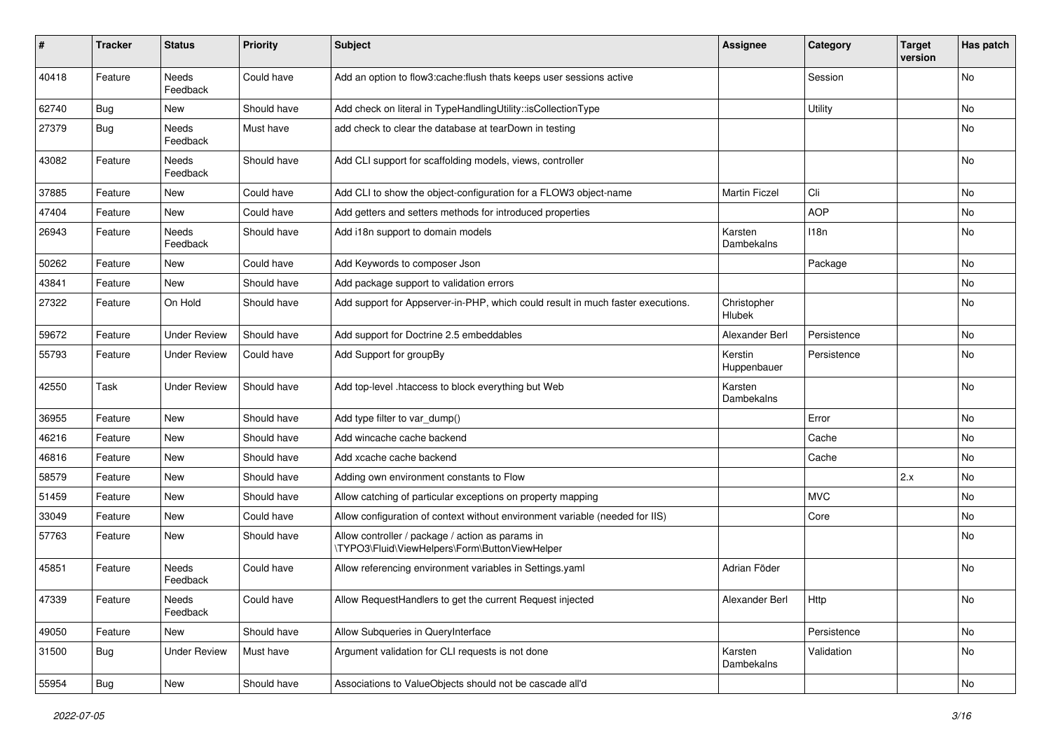| # | Tracker | Status | Priority | Subject | Assignee | Category | Target version | Has patch |
|---|---|---|---|---|---|---|---|---|
| 40418 | Feature | Needs Feedback | Could have | Add an option to flow3:cache:flush thats keeps user sessions active | | Session | | No |
| 62740 | Bug | New | Should have | Add check on literal in TypeHandlingUtility::isCollectionType | | Utility | | No |
| 27379 | Bug | Needs Feedback | Must have | add check to clear the database at tearDown in testing | | | | No |
| 43082 | Feature | Needs Feedback | Should have | Add CLI support for scaffolding models, views, controller | | | | No |
| 37885 | Feature | New | Could have | Add CLI to show the object-configuration for a FLOW3 object-name | Martin Ficzel | Cli | | No |
| 47404 | Feature | New | Could have | Add getters and setters methods for introduced properties | | AOP | | No |
| 26943 | Feature | Needs Feedback | Should have | Add i18n support to domain models | Karsten Dambekalns | I18n | | No |
| 50262 | Feature | New | Could have | Add Keywords to composer Json | | Package | | No |
| 43841 | Feature | New | Should have | Add package support to validation errors | | | | No |
| 27322 | Feature | On Hold | Should have | Add support for Appserver-in-PHP, which could result in much faster executions. | Christopher Hlubek | | | No |
| 59672 | Feature | Under Review | Should have | Add support for Doctrine 2.5 embeddables | Alexander Berl | Persistence | | No |
| 55793 | Feature | Under Review | Could have | Add Support for groupBy | Kerstin Huppenbauer | Persistence | | No |
| 42550 | Task | Under Review | Should have | Add top-level .htaccess to block everything but Web | Karsten Dambekalns | | | No |
| 36955 | Feature | New | Should have | Add type filter to var_dump() | | Error | | No |
| 46216 | Feature | New | Should have | Add wincache cache backend | | Cache | | No |
| 46816 | Feature | New | Should have | Add xcache cache backend | | Cache | | No |
| 58579 | Feature | New | Should have | Adding own environment constants to Flow | | | 2.x | No |
| 51459 | Feature | New | Should have | Allow catching of particular exceptions on property mapping | | MVC | | No |
| 33049 | Feature | New | Could have | Allow configuration of context without environment variable (needed for IIS) | | Core | | No |
| 57763 | Feature | New | Should have | Allow controller / package / action as params in \TYPO3\Fluid\ViewHelpers\Form\ButtonViewHelper | | | | No |
| 45851 | Feature | Needs Feedback | Could have | Allow referencing environment variables in Settings.yaml | Adrian Föder | | | No |
| 47339 | Feature | Needs Feedback | Could have | Allow RequestHandlers to get the current Request injected | Alexander Berl | Http | | No |
| 49050 | Feature | New | Should have | Allow Subqueries in QueryInterface | | Persistence | | No |
| 31500 | Bug | Under Review | Must have | Argument validation for CLI requests is not done | Karsten Dambekalns | Validation | | No |
| 55954 | Bug | New | Should have | Associations to ValueObjects should not be cascade all'd | | | | No |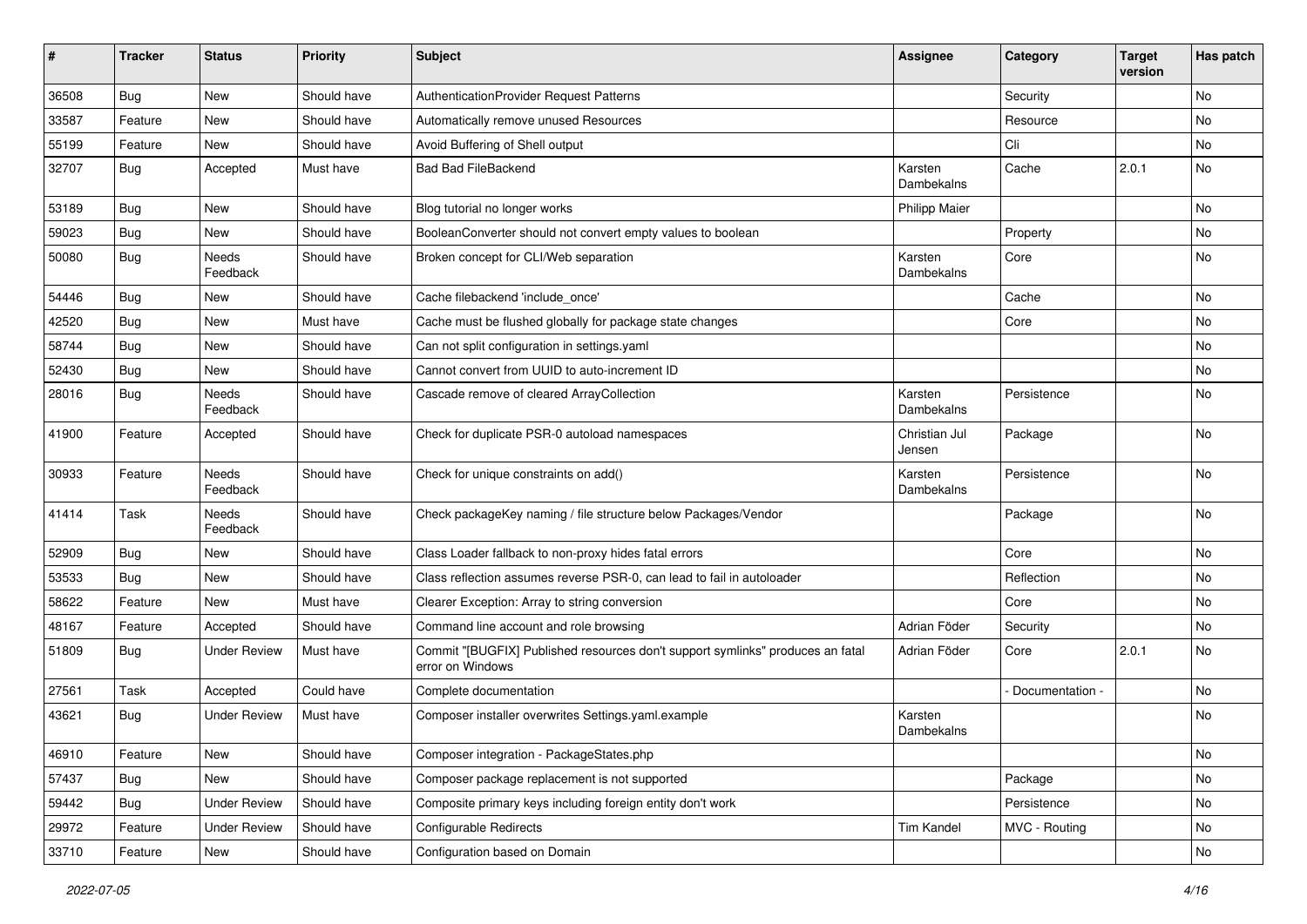| # | Tracker | Status | Priority | Subject | Assignee | Category | Target version | Has patch |
|---|---|---|---|---|---|---|---|---|
| 36508 | Bug | New | Should have | AuthenticationProvider Request Patterns | | Security | | No |
| 33587 | Feature | New | Should have | Automatically remove unused Resources | | Resource | | No |
| 55199 | Feature | New | Should have | Avoid Buffering of Shell output | | Cli | | No |
| 32707 | Bug | Accepted | Must have | Bad Bad FileBackend | Karsten Dambekalns | Cache | 2.0.1 | No |
| 53189 | Bug | New | Should have | Blog tutorial no longer works | Philipp Maier | | | No |
| 59023 | Bug | New | Should have | BooleanConverter should not convert empty values to boolean | | Property | | No |
| 50080 | Bug | Needs Feedback | Should have | Broken concept for CLI/Web separation | Karsten Dambekalns | Core | | No |
| 54446 | Bug | New | Should have | Cache filebackend 'include_once' | | Cache | | No |
| 42520 | Bug | New | Must have | Cache must be flushed globally for package state changes | | Core | | No |
| 58744 | Bug | New | Should have | Can not split configuration in settings.yaml | | | | No |
| 52430 | Bug | New | Should have | Cannot convert from UUID to auto-increment ID | | | | No |
| 28016 | Bug | Needs Feedback | Should have | Cascade remove of cleared ArrayCollection | Karsten Dambekalns | Persistence | | No |
| 41900 | Feature | Accepted | Should have | Check for duplicate PSR-0 autoload namespaces | Christian Jul Jensen | Package | | No |
| 30933 | Feature | Needs Feedback | Should have | Check for unique constraints on add() | Karsten Dambekalns | Persistence | | No |
| 41414 | Task | Needs Feedback | Should have | Check packageKey naming / file structure below Packages/Vendor | | Package | | No |
| 52909 | Bug | New | Should have | Class Loader fallback to non-proxy hides fatal errors | | Core | | No |
| 53533 | Bug | New | Should have | Class reflection assumes reverse PSR-0, can lead to fail in autoloader | | Reflection | | No |
| 58622 | Feature | New | Must have | Clearer Exception: Array to string conversion | | Core | | No |
| 48167 | Feature | Accepted | Should have | Command line account and role browsing | Adrian Föder | Security | | No |
| 51809 | Bug | Under Review | Must have | Commit "[BUGFIX] Published resources don't support symlinks" produces an fatal error on Windows | Adrian Föder | Core | 2.0.1 | No |
| 27561 | Task | Accepted | Could have | Complete documentation | | - Documentation - | | No |
| 43621 | Bug | Under Review | Must have | Composer installer overwrites Settings.yaml.example | Karsten Dambekalns | | | No |
| 46910 | Feature | New | Should have | Composer integration - PackageStates.php | | | | No |
| 57437 | Bug | New | Should have | Composer package replacement is not supported | | Package | | No |
| 59442 | Bug | Under Review | Should have | Composite primary keys including foreign entity don't work | | Persistence | | No |
| 29972 | Feature | Under Review | Should have | Configurable Redirects | Tim Kandel | MVC - Routing | | No |
| 33710 | Feature | New | Should have | Configuration based on Domain | | | | No |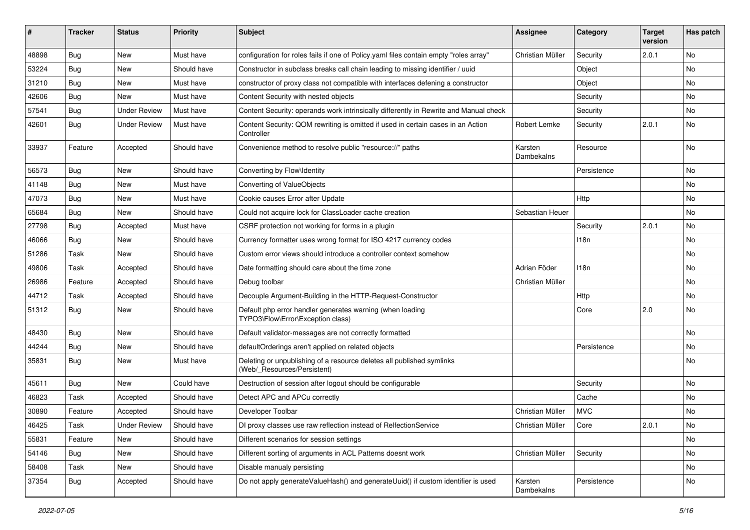| # | Tracker | Status | Priority | Subject | Assignee | Category | Target version | Has patch |
|---|---|---|---|---|---|---|---|---|
| 48898 | Bug | New | Must have | configuration for roles fails if one of Policy.yaml files contain empty "roles array" | Christian Müller | Security | 2.0.1 | No |
| 53224 | Bug | New | Should have | Constructor in subclass breaks call chain leading to missing identifier / uuid | | Object | | No |
| 31210 | Bug | New | Must have | constructor of proxy class not compatible with interfaces defening a constructor | | Object | | No |
| 42606 | Bug | New | Must have | Content Security with nested objects | | Security | | No |
| 57541 | Bug | Under Review | Must have | Content Security: operands work intrinsically differently in Rewrite and Manual check | | Security | | No |
| 42601 | Bug | Under Review | Must have | Content Security: QOM rewriting is omitted if used in certain cases in an Action Controller | Robert Lemke | Security | 2.0.1 | No |
| 33937 | Feature | Accepted | Should have | Convenience method to resolve public "resource://" paths | Karsten Dambekalns | Resource | | No |
| 56573 | Bug | New | Should have | Converting by Flow\Identity | | Persistence | | No |
| 41148 | Bug | New | Must have | Converting of ValueObjects | | | | No |
| 47073 | Bug | New | Must have | Cookie causes Error after Update | | Http | | No |
| 65684 | Bug | New | Should have | Could not acquire lock for ClassLoader cache creation | Sebastian Heuer | | | No |
| 27798 | Bug | Accepted | Must have | CSRF protection not working for forms in a plugin | | Security | 2.0.1 | No |
| 46066 | Bug | New | Should have | Currency formatter uses wrong format for ISO 4217 currency codes | | I18n | | No |
| 51286 | Task | New | Should have | Custom error views should introduce a controller context somehow | | | | No |
| 49806 | Task | Accepted | Should have | Date formatting should care about the time zone | Adrian Föder | I18n | | No |
| 26986 | Feature | Accepted | Should have | Debug toolbar | Christian Müller | | | No |
| 44712 | Task | Accepted | Should have | Decouple Argument-Building in the HTTP-Request-Constructor | | Http | | No |
| 51312 | Bug | New | Should have | Default php error handler generates warning (when loading TYPO3\Flow\Error\Exception class) | | Core | 2.0 | No |
| 48430 | Bug | New | Should have | Default validator-messages are not correctly formatted | | | | No |
| 44244 | Bug | New | Should have | defaultOrderings aren't applied on related objects | | Persistence | | No |
| 35831 | Bug | New | Must have | Deleting or unpublishing of a resource deletes all published symlinks (Web/_Resources/Persistent) | | | | No |
| 45611 | Bug | New | Could have | Destruction of session after logout should be configurable | | Security | | No |
| 46823 | Task | Accepted | Should have | Detect APC and APCu correctly | | Cache | | No |
| 30890 | Feature | Accepted | Should have | Developer Toolbar | Christian Müller | MVC | | No |
| 46425 | Task | Under Review | Should have | DI proxy classes use raw reflection instead of RelfectionService | Christian Müller | Core | 2.0.1 | No |
| 55831 | Feature | New | Should have | Different scenarios for session settings | | | | No |
| 54146 | Bug | New | Should have | Different sorting of arguments in ACL Patterns doesnt work | Christian Müller | Security | | No |
| 58408 | Task | New | Should have | Disable manualy persisting | | | | No |
| 37354 | Bug | Accepted | Should have | Do not apply generateValueHash() and generateUuid() if custom identifier is used | Karsten Dambekalns | Persistence | | No |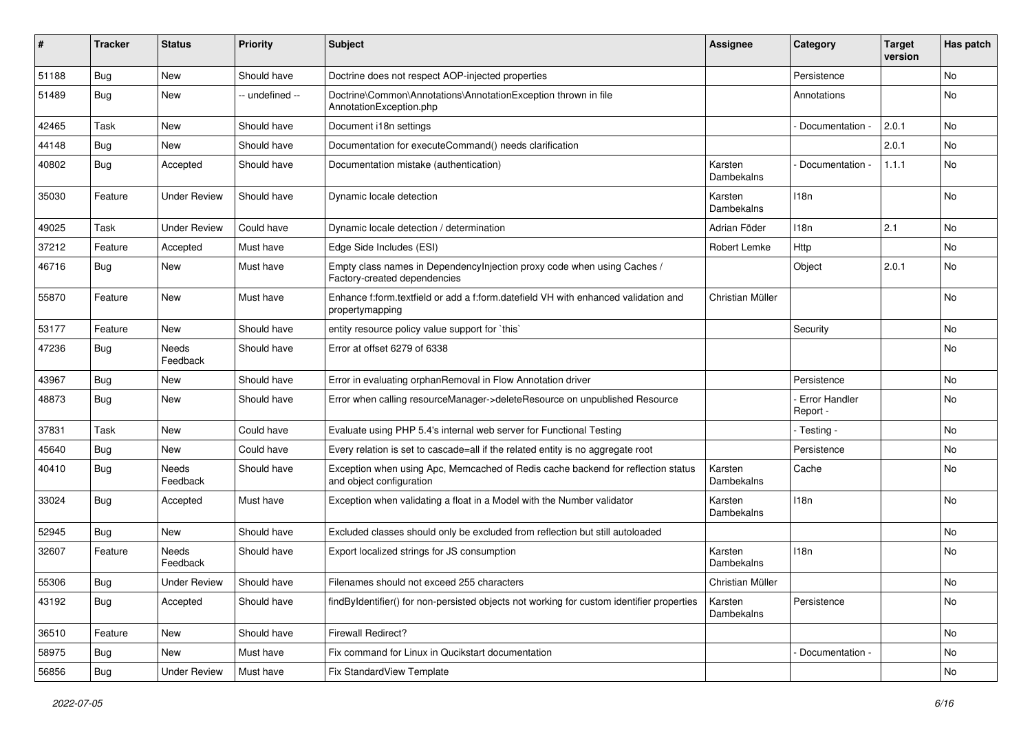| # | Tracker | Status | Priority | Subject | Assignee | Category | Target version | Has patch |
|---|---|---|---|---|---|---|---|---|
| 51188 | Bug | New | Should have | Doctrine does not respect AOP-injected properties | | Persistence | | No |
| 51489 | Bug | New | -- undefined -- | Doctrine\Common\Annotations\AnnotationException thrown in file AnnotationException.php | | Annotations | | No |
| 42465 | Task | New | Should have | Document i18n settings | | - Documentation - | 2.0.1 | No |
| 44148 | Bug | New | Should have | Documentation for executeCommand() needs clarification | | | 2.0.1 | No |
| 40802 | Bug | Accepted | Should have | Documentation mistake (authentication) | Karsten Dambekalns | - Documentation - | 1.1.1 | No |
| 35030 | Feature | Under Review | Should have | Dynamic locale detection | Karsten Dambekalns | I18n | | No |
| 49025 | Task | Under Review | Could have | Dynamic locale detection / determination | Adrian Föder | I18n | 2.1 | No |
| 37212 | Feature | Accepted | Must have | Edge Side Includes (ESI) | Robert Lemke | Http | | No |
| 46716 | Bug | New | Must have | Empty class names in DependencyInjection proxy code when using Caches / Factory-created dependencies | | Object | 2.0.1 | No |
| 55870 | Feature | New | Must have | Enhance f:form.textfield or add a f:form.datefield VH with enhanced validation and propertymapping | Christian Müller | | | No |
| 53177 | Feature | New | Should have | entity resource policy value support for `this` | | Security | | No |
| 47236 | Bug | Needs Feedback | Should have | Error at offset 6279 of 6338 | | | | No |
| 43967 | Bug | New | Should have | Error in evaluating orphanRemoval in Flow Annotation driver | | Persistence | | No |
| 48873 | Bug | New | Should have | Error when calling resourceManager->deleteResource on unpublished Resource | | - Error Handler Report - | | No |
| 37831 | Task | New | Could have | Evaluate using PHP 5.4's internal web server for Functional Testing | | - Testing - | | No |
| 45640 | Bug | New | Could have | Every relation is set to cascade=all if the related entity is no aggregate root | | Persistence | | No |
| 40410 | Bug | Needs Feedback | Should have | Exception when using Apc, Memcached of Redis cache backend for reflection status and object configuration | Karsten Dambekalns | Cache | | No |
| 33024 | Bug | Accepted | Must have | Exception when validating a float in a Model with the Number validator | Karsten Dambekalns | I18n | | No |
| 52945 | Bug | New | Should have | Excluded classes should only be excluded from reflection but still autoloaded | | | | No |
| 32607 | Feature | Needs Feedback | Should have | Export localized strings for JS consumption | Karsten Dambekalns | I18n | | No |
| 55306 | Bug | Under Review | Should have | Filenames should not exceed 255 characters | Christian Müller | | | No |
| 43192 | Bug | Accepted | Should have | findByIdentifier() for non-persisted objects not working for custom identifier properties | Karsten Dambekalns | Persistence | | No |
| 36510 | Feature | New | Should have | Firewall Redirect? | | | | No |
| 58975 | Bug | New | Must have | Fix command for Linux in Qucikstart documentation | | - Documentation - | | No |
| 56856 | Bug | Under Review | Must have | Fix StandardView Template | | | | No |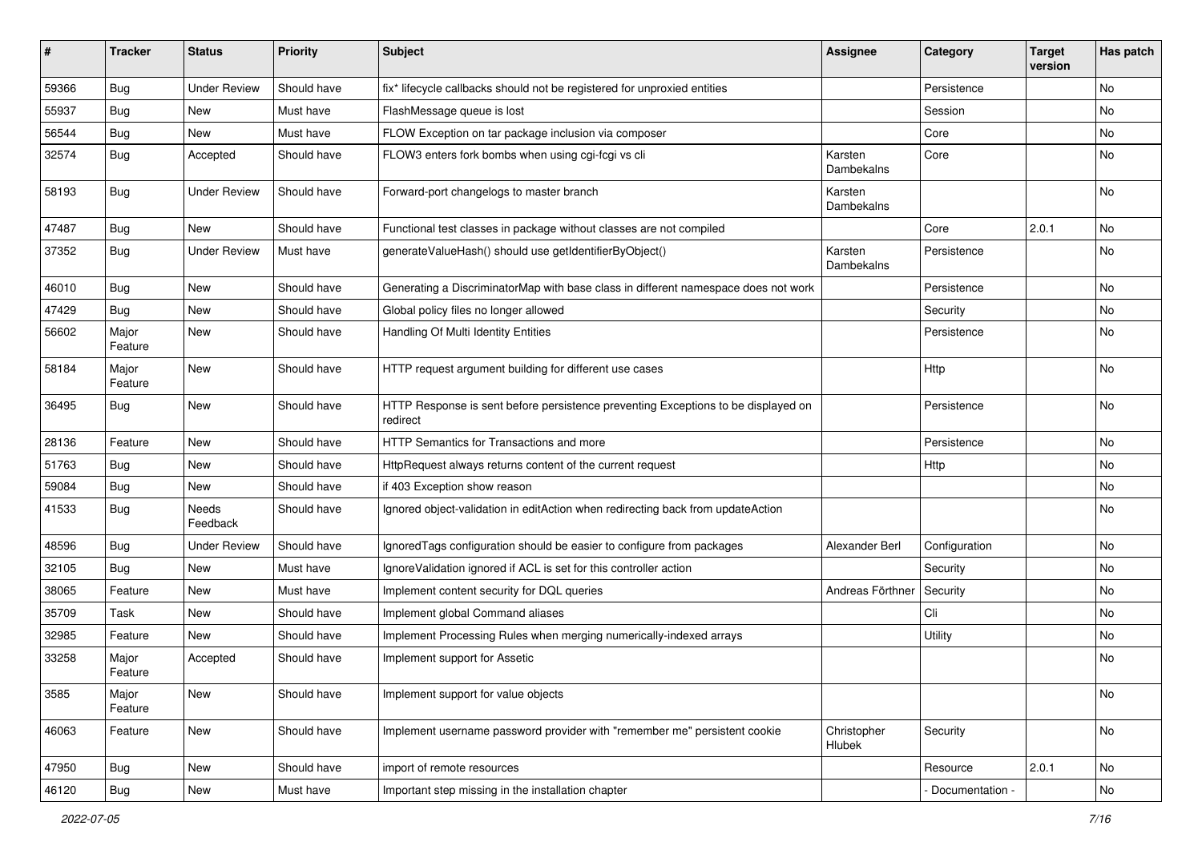| # | Tracker | Status | Priority | Subject | Assignee | Category | Target version | Has patch |
|---|---|---|---|---|---|---|---|---|
| 59366 | Bug | Under Review | Should have | fix* lifecycle callbacks should not be registered for unproxied entities | | Persistence | | No |
| 55937 | Bug | New | Must have | FlashMessage queue is lost | | Session | | No |
| 56544 | Bug | New | Must have | FLOW Exception on tar package inclusion via composer | | Core | | No |
| 32574 | Bug | Accepted | Should have | FLOW3 enters fork bombs when using cgi-fcgi vs cli | Karsten Dambekalns | Core | | No |
| 58193 | Bug | Under Review | Should have | Forward-port changelogs to master branch | Karsten Dambekalns | | | No |
| 47487 | Bug | New | Should have | Functional test classes in package without classes are not compiled | | Core | 2.0.1 | No |
| 37352 | Bug | Under Review | Must have | generateValueHash() should use getIdentifierByObject() | Karsten Dambekalns | Persistence | | No |
| 46010 | Bug | New | Should have | Generating a DiscriminatorMap with base class in different namespace does not work | | Persistence | | No |
| 47429 | Bug | New | Should have | Global policy files no longer allowed | | Security | | No |
| 56602 | Major Feature | New | Should have | Handling Of Multi Identity Entities | | Persistence | | No |
| 58184 | Major Feature | New | Should have | HTTP request argument building for different use cases | | Http | | No |
| 36495 | Bug | New | Should have | HTTP Response is sent before persistence preventing Exceptions to be displayed on redirect | | Persistence | | No |
| 28136 | Feature | New | Should have | HTTP Semantics for Transactions and more | | Persistence | | No |
| 51763 | Bug | New | Should have | HttpRequest always returns content of the current request | | Http | | No |
| 59084 | Bug | New | Should have | if 403 Exception show reason | | | | No |
| 41533 | Bug | Needs Feedback | Should have | Ignored object-validation in editAction when redirecting back from updateAction | | | | No |
| 48596 | Bug | Under Review | Should have | IgnoredTags configuration should be easier to configure from packages | Alexander Berl | Configuration | | No |
| 32105 | Bug | New | Must have | IgnoreValidation ignored if ACL is set for this controller action | | Security | | No |
| 38065 | Feature | New | Must have | Implement content security for DQL queries | Andreas Förthner | Security | | No |
| 35709 | Task | New | Should have | Implement global Command aliases | | Cli | | No |
| 32985 | Feature | New | Should have | Implement Processing Rules when merging numerically-indexed arrays | | Utility | | No |
| 33258 | Major Feature | Accepted | Should have | Implement support for Assetic | | | | No |
| 3585 | Major Feature | New | Should have | Implement support for value objects | | | | No |
| 46063 | Feature | New | Should have | Implement username password provider with "remember me" persistent cookie | Christopher Hlubek | Security | | No |
| 47950 | Bug | New | Should have | import of remote resources | | Resource | 2.0.1 | No |
| 46120 | Bug | New | Must have | Important step missing in the installation chapter | | - Documentation - | | No |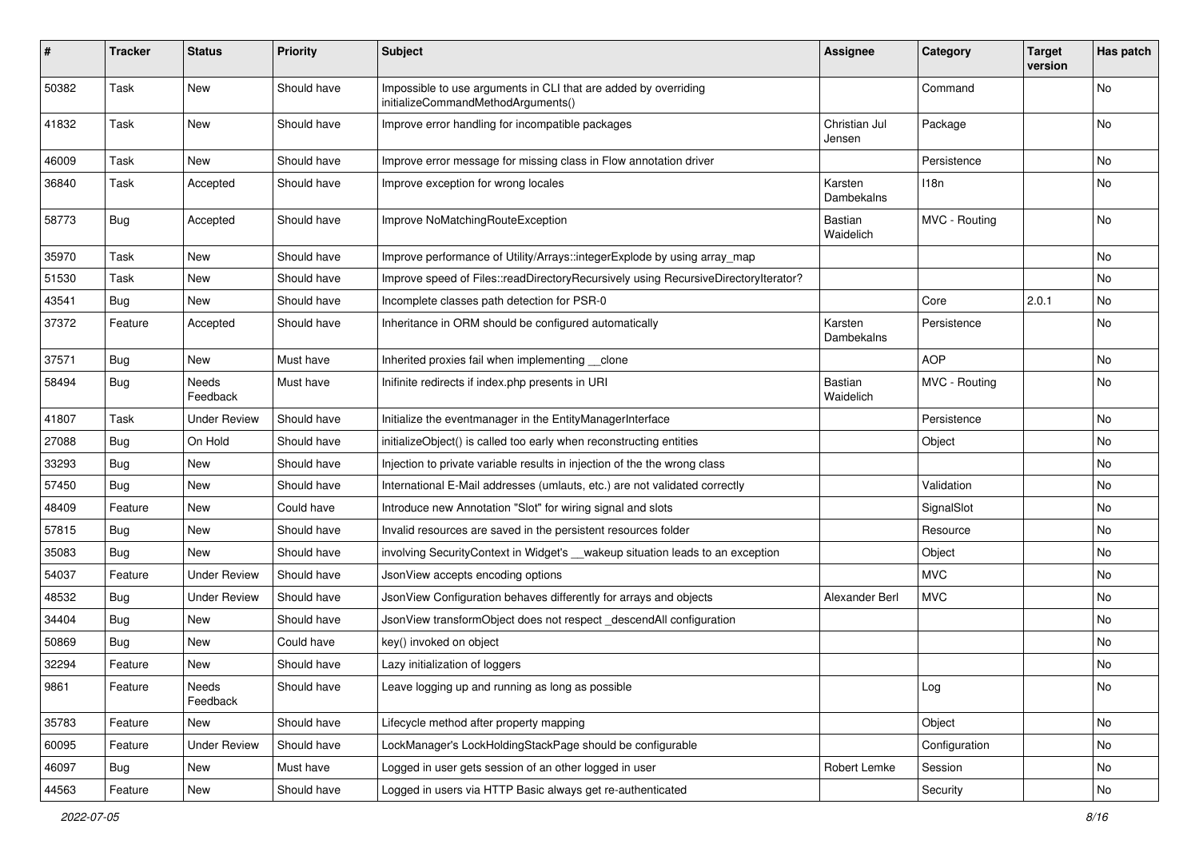| # | Tracker | Status | Priority | Subject | Assignee | Category | Target version | Has patch |
|---|---|---|---|---|---|---|---|---|
| 50382 | Task | New | Should have | Impossible to use arguments in CLI that are added by overriding initializeCommandMethodArguments() | | Command | | No |
| 41832 | Task | New | Should have | Improve error handling for incompatible packages | Christian Jul Jensen | Package | | No |
| 46009 | Task | New | Should have | Improve error message for missing class in Flow annotation driver | | Persistence | | No |
| 36840 | Task | Accepted | Should have | Improve exception for wrong locales | Karsten Dambekalns | I18n | | No |
| 58773 | Bug | Accepted | Should have | Improve NoMatchingRouteException | Bastian Waidelich | MVC - Routing | | No |
| 35970 | Task | New | Should have | Improve performance of Utility/Arrays::integerExplode by using array_map | | | | No |
| 51530 | Task | New | Should have | Improve speed of Files::readDirectoryRecursively using RecursiveDirectoryIterator? | | | | No |
| 43541 | Bug | New | Should have | Incomplete classes path detection for PSR-0 | | Core | 2.0.1 | No |
| 37372 | Feature | Accepted | Should have | Inheritance in ORM should be configured automatically | Karsten Dambekalns | Persistence | | No |
| 37571 | Bug | New | Must have | Inherited proxies fail when implementing __clone | | AOP | | No |
| 58494 | Bug | Needs Feedback | Must have | Inifinite redirects if index.php presents in URI | Bastian Waidelich | MVC - Routing | | No |
| 41807 | Task | Under Review | Should have | Initialize the eventmanager in the EntityManagerInterface | | Persistence | | No |
| 27088 | Bug | On Hold | Should have | initializeObject() is called too early when reconstructing entities | | Object | | No |
| 33293 | Bug | New | Should have | Injection to private variable results in injection of the the wrong class | | | | No |
| 57450 | Bug | New | Should have | International E-Mail addresses (umlauts, etc.) are not validated correctly | | Validation | | No |
| 48409 | Feature | New | Could have | Introduce new Annotation "Slot" for wiring signal and slots | | SignalSlot | | No |
| 57815 | Bug | New | Should have | Invalid resources are saved in the persistent resources folder | | Resource | | No |
| 35083 | Bug | New | Should have | involving SecurityContext in Widget's __wakeup situation leads to an exception | | Object | | No |
| 54037 | Feature | Under Review | Should have | JsonView accepts encoding options | | MVC | | No |
| 48532 | Bug | Under Review | Should have | JsonView Configuration behaves differently for arrays and objects | Alexander Berl | MVC | | No |
| 34404 | Bug | New | Should have | JsonView transformObject does not respect _descendAll configuration | | | | No |
| 50869 | Bug | New | Could have | key() invoked on object | | | | No |
| 32294 | Feature | New | Should have | Lazy initialization of loggers | | | | No |
| 9861 | Feature | Needs Feedback | Should have | Leave logging up and running as long as possible | | Log | | No |
| 35783 | Feature | New | Should have | Lifecycle method after property mapping | | Object | | No |
| 60095 | Feature | Under Review | Should have | LockManager's LockHoldingStackPage should be configurable | | Configuration | | No |
| 46097 | Bug | New | Must have | Logged in user gets session of an other logged in user | Robert Lemke | Session | | No |
| 44563 | Feature | New | Should have | Logged in users via HTTP Basic always get re-authenticated | | Security | | No |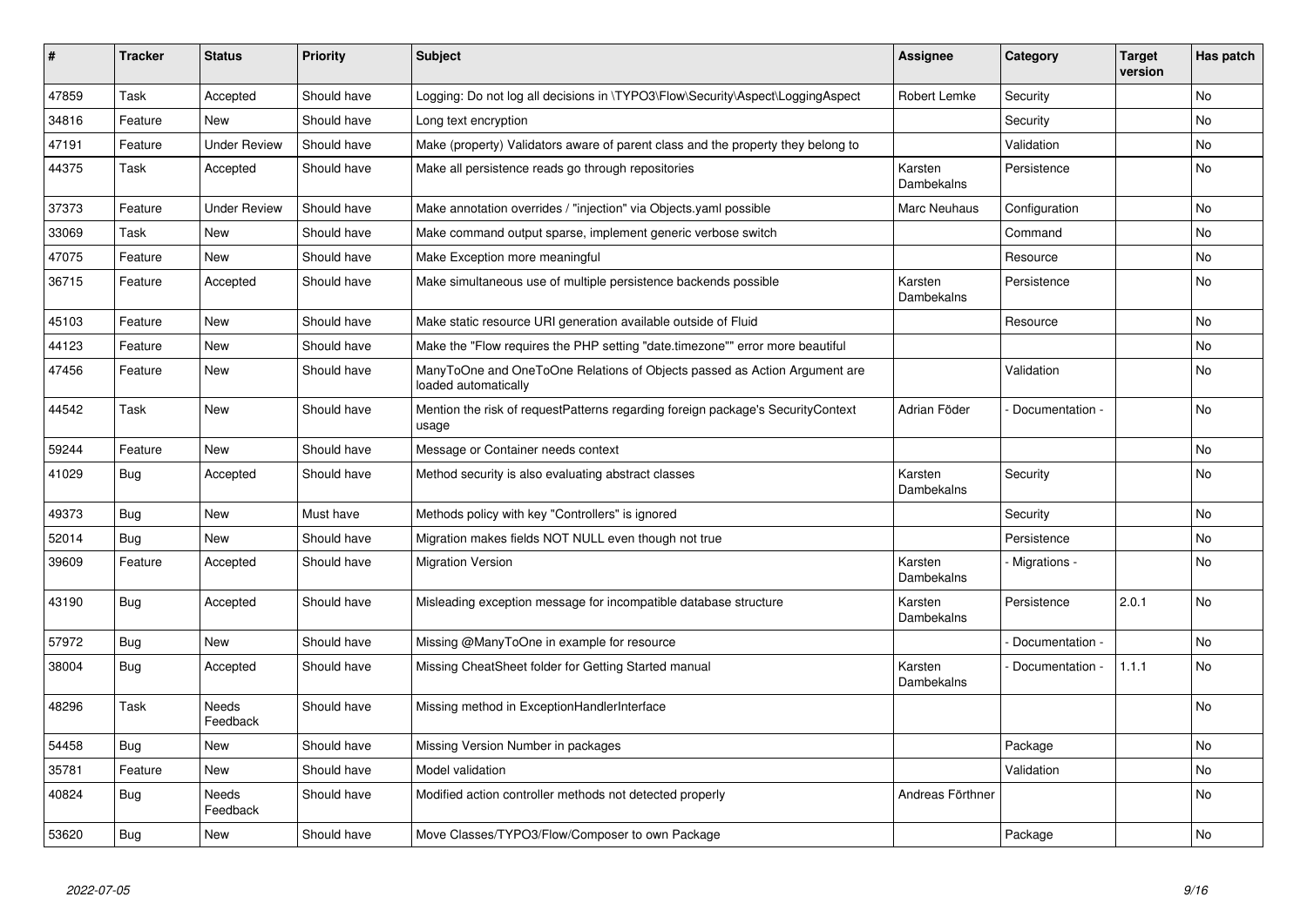| # | Tracker | Status | Priority | Subject | Assignee | Category | Target version | Has patch |
|---|---|---|---|---|---|---|---|---|
| 47859 | Task | Accepted | Should have | Logging: Do not log all decisions in \TYPO3\Flow\Security\Aspect\LoggingAspect | Robert Lemke | Security | | No |
| 34816 | Feature | New | Should have | Long text encryption | | Security | | No |
| 47191 | Feature | Under Review | Should have | Make (property) Validators aware of parent class and the property they belong to | | Validation | | No |
| 44375 | Task | Accepted | Should have | Make all persistence reads go through repositories | Karsten Dambekalns | Persistence | | No |
| 37373 | Feature | Under Review | Should have | Make annotation overrides / "injection" via Objects.yaml possible | Marc Neuhaus | Configuration | | No |
| 33069 | Task | New | Should have | Make command output sparse, implement generic verbose switch | | Command | | No |
| 47075 | Feature | New | Should have | Make Exception more meaningful | | Resource | | No |
| 36715 | Feature | Accepted | Should have | Make simultaneous use of multiple persistence backends possible | Karsten Dambekalns | Persistence | | No |
| 45103 | Feature | New | Should have | Make static resource URI generation available outside of Fluid | | Resource | | No |
| 44123 | Feature | New | Should have | Make the "Flow requires the PHP setting "date.timezone"" error more beautiful | | | | No |
| 47456 | Feature | New | Should have | ManyToOne and OneToOne Relations of Objects passed as Action Argument are loaded automatically | | Validation | | No |
| 44542 | Task | New | Should have | Mention the risk of requestPatterns regarding foreign package's SecurityContext usage | Adrian Föder | - Documentation - | | No |
| 59244 | Feature | New | Should have | Message or Container needs context | | | | No |
| 41029 | Bug | Accepted | Should have | Method security is also evaluating abstract classes | Karsten Dambekalns | Security | | No |
| 49373 | Bug | New | Must have | Methods policy with key "Controllers" is ignored | | Security | | No |
| 52014 | Bug | New | Should have | Migration makes fields NOT NULL even though not true | | Persistence | | No |
| 39609 | Feature | Accepted | Should have | Migration Version | Karsten Dambekalns | - Migrations - | | No |
| 43190 | Bug | Accepted | Should have | Misleading exception message for incompatible database structure | Karsten Dambekalns | Persistence | 2.0.1 | No |
| 57972 | Bug | New | Should have | Missing @ManyToOne in example for resource | | - Documentation - | | No |
| 38004 | Bug | Accepted | Should have | Missing CheatSheet folder for Getting Started manual | Karsten Dambekalns | - Documentation - | 1.1.1 | No |
| 48296 | Task | Needs Feedback | Should have | Missing method in ExceptionHandlerInterface | | | | No |
| 54458 | Bug | New | Should have | Missing Version Number in packages | | Package | | No |
| 35781 | Feature | New | Should have | Model validation | | Validation | | No |
| 40824 | Bug | Needs Feedback | Should have | Modified action controller methods not detected properly | Andreas Förthner | | | No |
| 53620 | Bug | New | Should have | Move Classes/TYPO3/Flow/Composer to own Package | | Package | | No |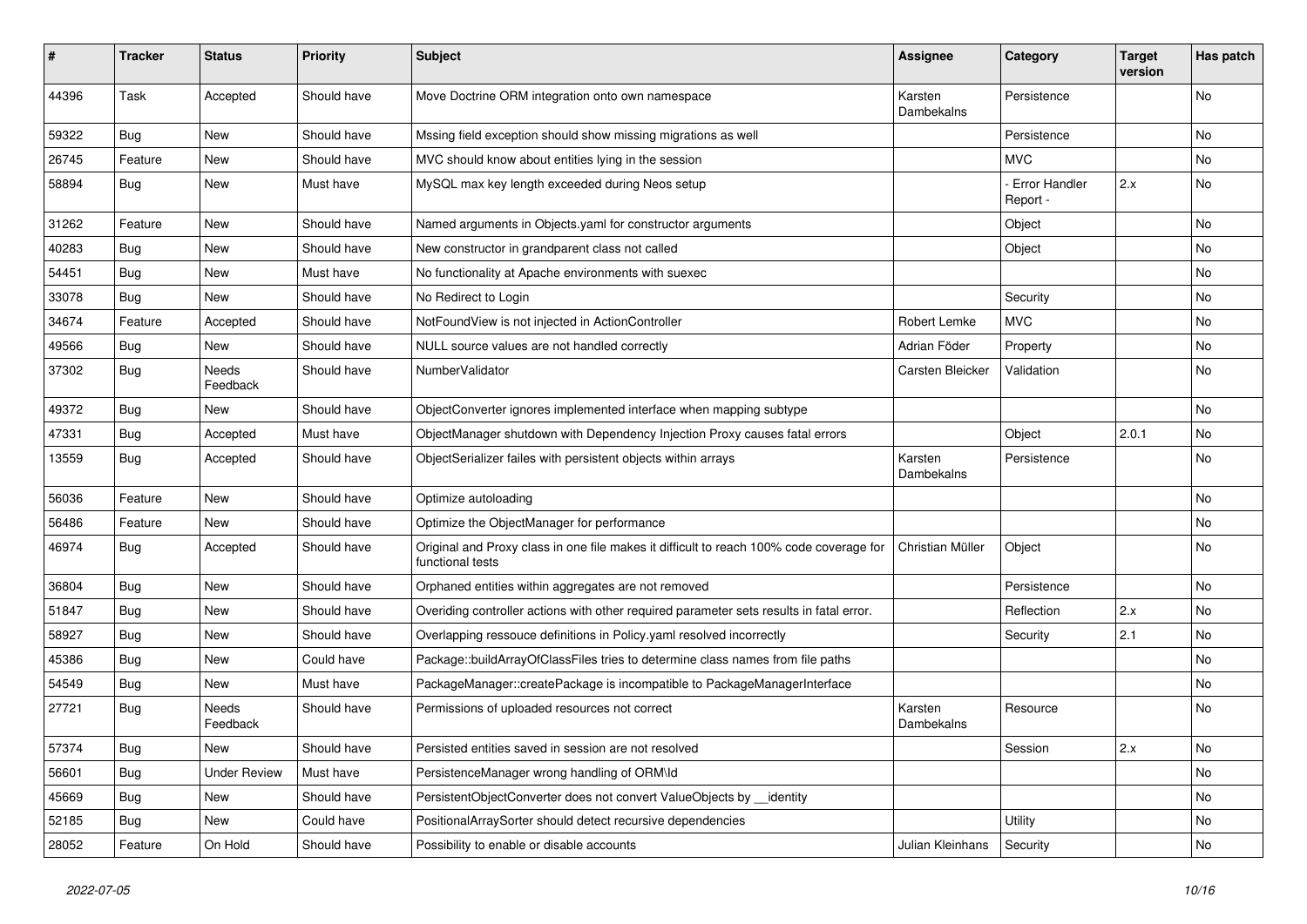| # | Tracker | Status | Priority | Subject | Assignee | Category | Target version | Has patch |
|---|---|---|---|---|---|---|---|---|
| 44396 | Task | Accepted | Should have | Move Doctrine ORM integration onto own namespace | Karsten Dambekalns | Persistence | | No |
| 59322 | Bug | New | Should have | Mssing field exception should show missing migrations as well | | Persistence | | No |
| 26745 | Feature | New | Should have | MVC should know about entities lying in the session | | MVC | | No |
| 58894 | Bug | New | Must have | MySQL max key length exceeded during Neos setup | | - Error Handler Report - | 2.x | No |
| 31262 | Feature | New | Should have | Named arguments in Objects.yaml for constructor arguments | | Object | | No |
| 40283 | Bug | New | Should have | New constructor in grandparent class not called | | Object | | No |
| 54451 | Bug | New | Must have | No functionality at Apache environments with suexec | | | | No |
| 33078 | Bug | New | Should have | No Redirect to Login | | Security | | No |
| 34674 | Feature | Accepted | Should have | NotFoundView is not injected in ActionController | Robert Lemke | MVC | | No |
| 49566 | Bug | New | Should have | NULL source values are not handled correctly | Adrian Föder | Property | | No |
| 37302 | Bug | Needs Feedback | Should have | NumberValidator | Carsten Bleicker | Validation | | No |
| 49372 | Bug | New | Should have | ObjectConverter ignores implemented interface when mapping subtype | | | | No |
| 47331 | Bug | Accepted | Must have | ObjectManager shutdown with Dependency Injection Proxy causes fatal errors | | Object | 2.0.1 | No |
| 13559 | Bug | Accepted | Should have | ObjectSerializer failes with persistent objects within arrays | Karsten Dambekalns | Persistence | | No |
| 56036 | Feature | New | Should have | Optimize autoloading | | | | No |
| 56486 | Feature | New | Should have | Optimize the ObjectManager for performance | | | | No |
| 46974 | Bug | Accepted | Should have | Original and Proxy class in one file makes it difficult to reach 100% code coverage for functional tests | Christian Müller | Object | | No |
| 36804 | Bug | New | Should have | Orphaned entities within aggregates are not removed | | Persistence | | No |
| 51847 | Bug | New | Should have | Overiding controller actions with other required parameter sets results in fatal error. | | Reflection | 2.x | No |
| 58927 | Bug | New | Should have | Overlapping ressouce definitions in Policy.yaml resolved incorrectly | | Security | 2.1 | No |
| 45386 | Bug | New | Could have | Package::buildArrayOfClassFiles tries to determine class names from file paths | | | | No |
| 54549 | Bug | New | Must have | PackageManager::createPackage is incompatible to PackageManagerInterface | | | | No |
| 27721 | Bug | Needs Feedback | Should have | Permissions of uploaded resources not correct | Karsten Dambekalns | Resource | | No |
| 57374 | Bug | New | Should have | Persisted entities saved in session are not resolved | | Session | 2.x | No |
| 56601 | Bug | Under Review | Must have | PersistenceManager wrong handling of ORM\Id | | | | No |
| 45669 | Bug | New | Should have | PersistentObjectConverter does not convert ValueObjects by __identity | | | | No |
| 52185 | Bug | New | Could have | PositionalArraySorter should detect recursive dependencies | | Utility | | No |
| 28052 | Feature | On Hold | Should have | Possibility to enable or disable accounts | Julian Kleinhans | Security | | No |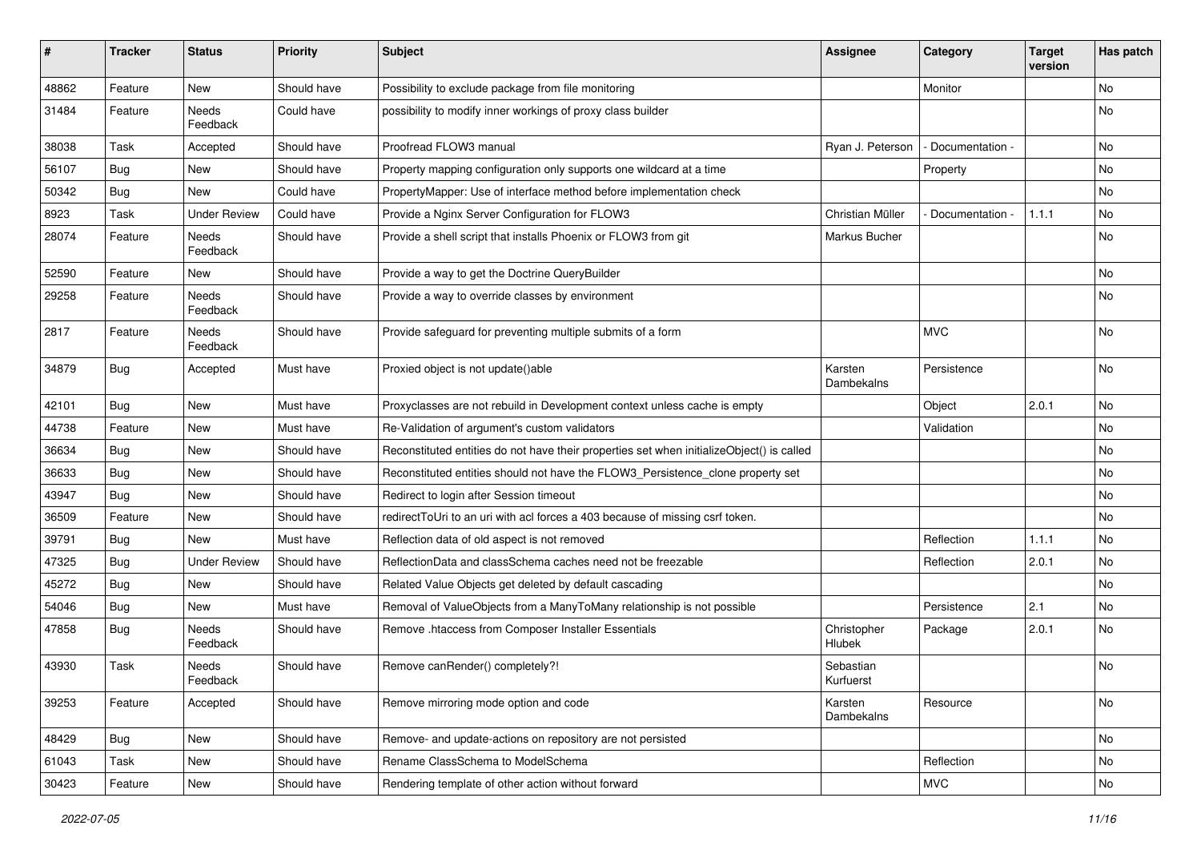| # | Tracker | Status | Priority | Subject | Assignee | Category | Target version | Has patch |
|---|---|---|---|---|---|---|---|---|
| 48862 | Feature | New | Should have | Possibility to exclude package from file monitoring | | Monitor | | No |
| 31484 | Feature | Needs Feedback | Could have | possibility to modify inner workings of proxy class builder | | | | No |
| 38038 | Task | Accepted | Should have | Proofread FLOW3 manual | Ryan J. Peterson | - Documentation - | | No |
| 56107 | Bug | New | Should have | Property mapping configuration only supports one wildcard at a time | | Property | | No |
| 50342 | Bug | New | Could have | PropertyMapper: Use of interface method before implementation check | | | | No |
| 8923 | Task | Under Review | Could have | Provide a Nginx Server Configuration for FLOW3 | Christian Müller | - Documentation - | 1.1.1 | No |
| 28074 | Feature | Needs Feedback | Should have | Provide a shell script that installs Phoenix or FLOW3 from git | Markus Bucher | | | No |
| 52590 | Feature | New | Should have | Provide a way to get the Doctrine QueryBuilder | | | | No |
| 29258 | Feature | Needs Feedback | Should have | Provide a way to override classes by environment | | | | No |
| 2817 | Feature | Needs Feedback | Should have | Provide safeguard for preventing multiple submits of a form | | MVC | | No |
| 34879 | Bug | Accepted | Must have | Proxied object is not update()able | Karsten Dambekalns | Persistence | | No |
| 42101 | Bug | New | Must have | Proxyclasses are not rebuild in Development context unless cache is empty | | Object | 2.0.1 | No |
| 44738 | Feature | New | Must have | Re-Validation of argument's custom validators | | Validation | | No |
| 36634 | Bug | New | Should have | Reconstituted entities do not have their properties set when initializeObject() is called | | | | No |
| 36633 | Bug | New | Should have | Reconstituted entities should not have the FLOW3_Persistence_clone property set | | | | No |
| 43947 | Bug | New | Should have | Redirect to login after Session timeout | | | | No |
| 36509 | Feature | New | Should have | redirectToUri to an uri with acl forces a 403 because of missing csrf token. | | | | No |
| 39791 | Bug | New | Must have | Reflection data of old aspect is not removed | | Reflection | 1.1.1 | No |
| 47325 | Bug | Under Review | Should have | ReflectionData and classSchema caches need not be freezable | | Reflection | 2.0.1 | No |
| 45272 | Bug | New | Should have | Related Value Objects get deleted by default cascading | | | | No |
| 54046 | Bug | New | Must have | Removal of ValueObjects from a ManyToMany relationship is not possible | | Persistence | 2.1 | No |
| 47858 | Bug | Needs Feedback | Should have | Remove .htaccess from Composer Installer Essentials | Christopher Hlubek | Package | 2.0.1 | No |
| 43930 | Task | Needs Feedback | Should have | Remove canRender() completely?! | Sebastian Kurfuerst | | | No |
| 39253 | Feature | Accepted | Should have | Remove mirroring mode option and code | Karsten Dambekalns | Resource | | No |
| 48429 | Bug | New | Should have | Remove- and update-actions on repository are not persisted | | | | No |
| 61043 | Task | New | Should have | Rename ClassSchema to ModelSchema | | Reflection | | No |
| 30423 | Feature | New | Should have | Rendering template of other action without forward | | MVC | | No |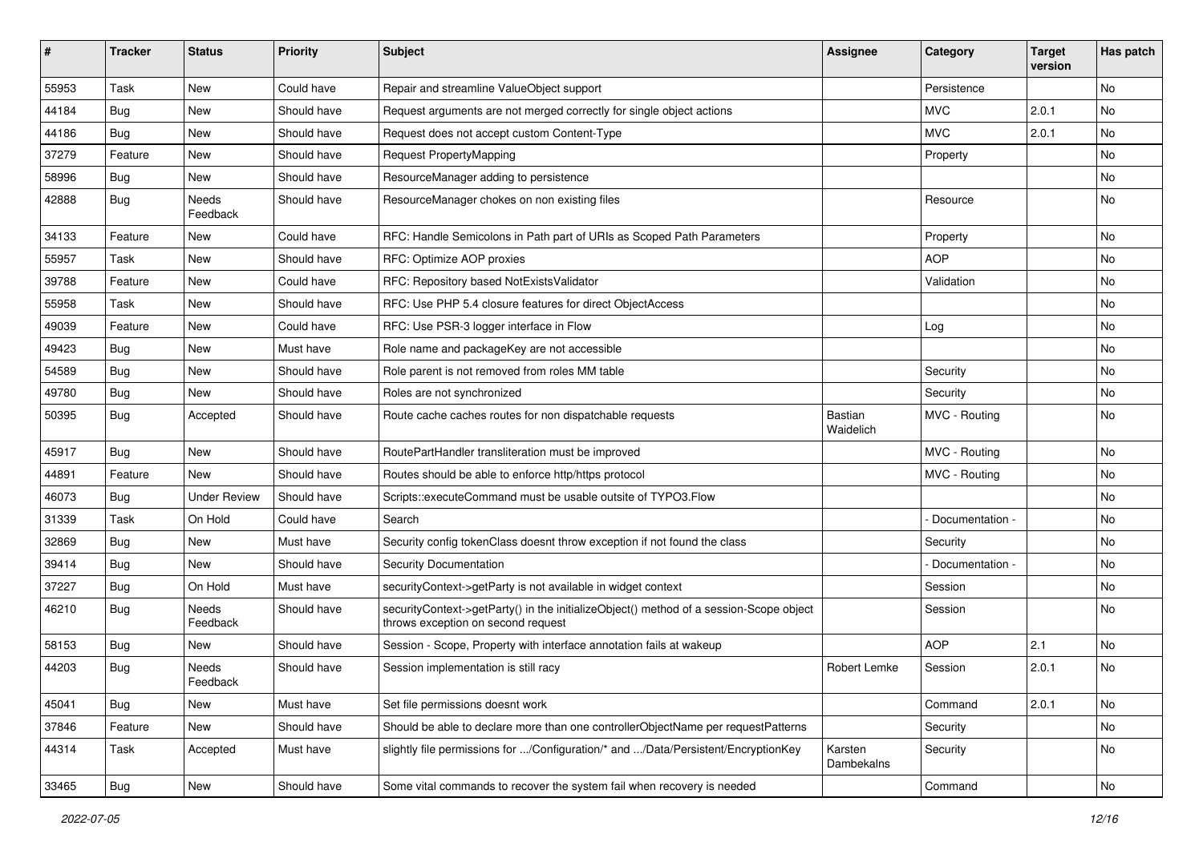| # | Tracker | Status | Priority | Subject | Assignee | Category | Target version | Has patch |
|---|---|---|---|---|---|---|---|---|
| 55953 | Task | New | Could have | Repair and streamline ValueObject support | | Persistence | | No |
| 44184 | Bug | New | Should have | Request arguments are not merged correctly for single object actions | | MVC | 2.0.1 | No |
| 44186 | Bug | New | Should have | Request does not accept custom Content-Type | | MVC | 2.0.1 | No |
| 37279 | Feature | New | Should have | Request PropertyMapping | | Property | | No |
| 58996 | Bug | New | Should have | ResourceManager adding to persistence | | | | No |
| 42888 | Bug | Needs Feedback | Should have | ResourceManager chokes on non existing files | | Resource | | No |
| 34133 | Feature | New | Could have | RFC: Handle Semicolons in Path part of URIs as Scoped Path Parameters | | Property | | No |
| 55957 | Task | New | Should have | RFC: Optimize AOP proxies | | AOP | | No |
| 39788 | Feature | New | Could have | RFC: Repository based NotExistsValidator | | Validation | | No |
| 55958 | Task | New | Should have | RFC: Use PHP 5.4 closure features for direct ObjectAccess | | | | No |
| 49039 | Feature | New | Could have | RFC: Use PSR-3 logger interface in Flow | | Log | | No |
| 49423 | Bug | New | Must have | Role name and packageKey are not accessible | | | | No |
| 54589 | Bug | New | Should have | Role parent is not removed from roles MM table | | Security | | No |
| 49780 | Bug | New | Should have | Roles are not synchronized | | Security | | No |
| 50395 | Bug | Accepted | Should have | Route cache caches routes for non dispatchable requests | Bastian Waidelich | MVC - Routing | | No |
| 45917 | Bug | New | Should have | RoutePartHandler transliteration must be improved | | MVC - Routing | | No |
| 44891 | Feature | New | Should have | Routes should be able to enforce http/https protocol | | MVC - Routing | | No |
| 46073 | Bug | Under Review | Should have | Scripts::executeCommand must be usable outsite of TYPO3.Flow | | | | No |
| 31339 | Task | On Hold | Could have | Search | | - Documentation - | | No |
| 32869 | Bug | New | Must have | Security config tokenClass doesnt throw exception if not found the class | | Security | | No |
| 39414 | Bug | New | Should have | Security Documentation | | - Documentation - | | No |
| 37227 | Bug | On Hold | Must have | securityContext->getParty is not available in widget context | | Session | | No |
| 46210 | Bug | Needs Feedback | Should have | securityContext->getParty() in the initializeObject() method of a session-Scope object throws exception on second request | | Session | | No |
| 58153 | Bug | New | Should have | Session - Scope, Property with interface annotation fails at wakeup | | AOP | 2.1 | No |
| 44203 | Bug | Needs Feedback | Should have | Session implementation is still racy | Robert Lemke | Session | 2.0.1 | No |
| 45041 | Bug | New | Must have | Set file permissions doesnt work | | Command | 2.0.1 | No |
| 37846 | Feature | New | Should have | Should be able to declare more than one controllerObjectName per requestPatterns | | Security | | No |
| 44314 | Task | Accepted | Must have | slightly file permissions for .../Configuration/* and .../Data/Persistent/EncryptionKey | Karsten Dambekalns | Security | | No |
| 33465 | Bug | New | Should have | Some vital commands to recover the system fail when recovery is needed | | Command | | No |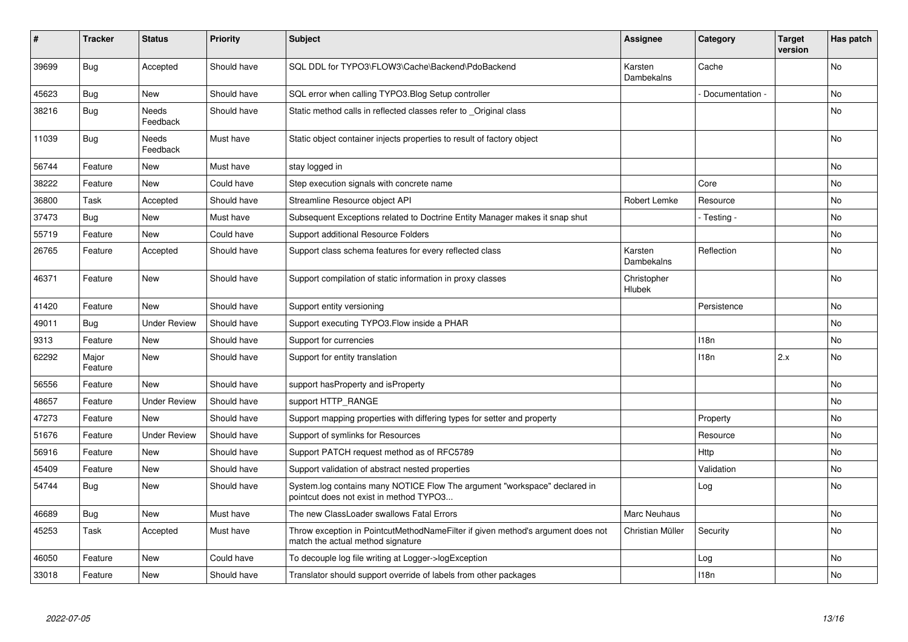| # | Tracker | Status | Priority | Subject | Assignee | Category | Target version | Has patch |
|---|---|---|---|---|---|---|---|---|
| 39699 | Bug | Accepted | Should have | SQL DDL for TYPO3\FLOW3\Cache\Backend\PdoBackend | Karsten Dambekalns | Cache | | No |
| 45623 | Bug | New | Should have | SQL error when calling TYPO3.Blog Setup controller | | - Documentation - | | No |
| 38216 | Bug | Needs Feedback | Should have | Static method calls in reflected classes refer to _Original class | | | | No |
| 11039 | Bug | Needs Feedback | Must have | Static object container injects properties to result of factory object | | | | No |
| 56744 | Feature | New | Must have | stay logged in | | | | No |
| 38222 | Feature | New | Could have | Step execution signals with concrete name | | Core | | No |
| 36800 | Task | Accepted | Should have | Streamline Resource object API | Robert Lemke | Resource | | No |
| 37473 | Bug | New | Must have | Subsequent Exceptions related to Doctrine Entity Manager makes it snap shut | | - Testing - | | No |
| 55719 | Feature | New | Could have | Support additional Resource Folders | | | | No |
| 26765 | Feature | Accepted | Should have | Support class schema features for every reflected class | Karsten Dambekalns | Reflection | | No |
| 46371 | Feature | New | Should have | Support compilation of static information in proxy classes | Christopher Hlubek | | | No |
| 41420 | Feature | New | Should have | Support entity versioning | | Persistence | | No |
| 49011 | Bug | Under Review | Should have | Support executing TYPO3.Flow inside a PHAR | | | | No |
| 9313 | Feature | New | Should have | Support for currencies | | I18n | | No |
| 62292 | Major Feature | New | Should have | Support for entity translation | | I18n | 2.x | No |
| 56556 | Feature | New | Should have | support hasProperty and isProperty | | | | No |
| 48657 | Feature | Under Review | Should have | support HTTP_RANGE | | | | No |
| 47273 | Feature | New | Should have | Support mapping properties with differing types for setter and property | | Property | | No |
| 51676 | Feature | Under Review | Should have | Support of symlinks for Resources | | Resource | | No |
| 56916 | Feature | New | Should have | Support PATCH request method as of RFC5789 | | Http | | No |
| 45409 | Feature | New | Should have | Support validation of abstract nested properties | | Validation | | No |
| 54744 | Bug | New | Should have | System.log contains many NOTICE Flow The argument "workspace" declared in pointcut does not exist in method TYPO3... | | Log | | No |
| 46689 | Bug | New | Must have | The new ClassLoader swallows Fatal Errors | Marc Neuhaus | | | No |
| 45253 | Task | Accepted | Must have | Throw exception in PointcutMethodNameFilter if given method's argument does not match the actual method signature | Christian Müller | Security | | No |
| 46050 | Feature | New | Could have | To decouple log file writing at Logger->logException | | Log | | No |
| 33018 | Feature | New | Should have | Translator should support override of labels from other packages | | I18n | | No |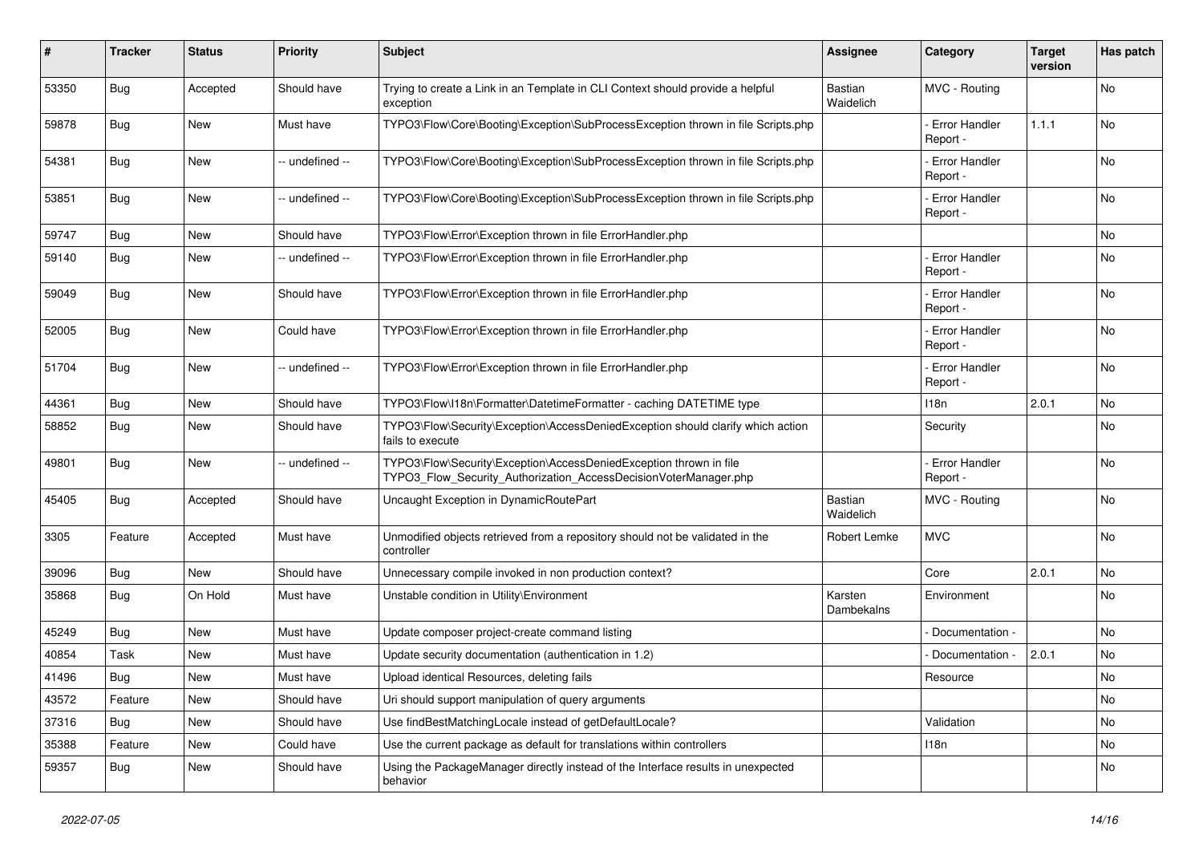| # | Tracker | Status | Priority | Subject | Assignee | Category | Target version | Has patch |
|---|---|---|---|---|---|---|---|---|
| 53350 | Bug | Accepted | Should have | Trying to create a Link in an Template in CLI Context should provide a helpful exception | Bastian Waidelich | MVC - Routing | | No |
| 59878 | Bug | New | Must have | TYPO3\Flow\Core\Booting\Exception\SubProcessException thrown in file Scripts.php | | - Error Handler Report - | 1.1.1 | No |
| 54381 | Bug | New | -- undefined -- | TYPO3\Flow\Core\Booting\Exception\SubProcessException thrown in file Scripts.php | | - Error Handler Report - | | No |
| 53851 | Bug | New | -- undefined -- | TYPO3\Flow\Core\Booting\Exception\SubProcessException thrown in file Scripts.php | | - Error Handler Report - | | No |
| 59747 | Bug | New | Should have | TYPO3\Flow\Error\Exception thrown in file ErrorHandler.php | | | | No |
| 59140 | Bug | New | -- undefined -- | TYPO3\Flow\Error\Exception thrown in file ErrorHandler.php | | - Error Handler Report - | | No |
| 59049 | Bug | New | Should have | TYPO3\Flow\Error\Exception thrown in file ErrorHandler.php | | - Error Handler Report - | | No |
| 52005 | Bug | New | Could have | TYPO3\Flow\Error\Exception thrown in file ErrorHandler.php | | - Error Handler Report - | | No |
| 51704 | Bug | New | -- undefined -- | TYPO3\Flow\Error\Exception thrown in file ErrorHandler.php | | - Error Handler Report - | | No |
| 44361 | Bug | New | Should have | TYPO3\Flow\I18n\Formatter\DatetimeFormatter - caching DATETIME type | | I18n | 2.0.1 | No |
| 58852 | Bug | New | Should have | TYPO3\Flow\Security\Exception\AccessDeniedException should clarify which action fails to execute | | Security | | No |
| 49801 | Bug | New | -- undefined -- | TYPO3\Flow\Security\Exception\AccessDeniedException thrown in file TYPO3_Flow_Security_Authorization_AccessDecisionVoterManager.php | | - Error Handler Report - | | No |
| 45405 | Bug | Accepted | Should have | Uncaught Exception in DynamicRoutePart | Bastian Waidelich | MVC - Routing | | No |
| 3305 | Feature | Accepted | Must have | Unmodified objects retrieved from a repository should not be validated in the controller | Robert Lemke | MVC | | No |
| 39096 | Bug | New | Should have | Unnecessary compile invoked in non production context? | | Core | 2.0.1 | No |
| 35868 | Bug | On Hold | Must have | Unstable condition in Utility\Environment | Karsten Dambekalns | Environment | | No |
| 45249 | Bug | New | Must have | Update composer project-create command listing | | - Documentation - | | No |
| 40854 | Task | New | Must have | Update security documentation (authentication in 1.2) | | - Documentation - | 2.0.1 | No |
| 41496 | Bug | New | Must have | Upload identical Resources, deleting fails | | Resource | | No |
| 43572 | Feature | New | Should have | Uri should support manipulation of query arguments | | | | No |
| 37316 | Bug | New | Should have | Use findBestMatchingLocale instead of getDefaultLocale? | | Validation | | No |
| 35388 | Feature | New | Could have | Use the current package as default for translations within controllers | | I18n | | No |
| 59357 | Bug | New | Should have | Using the PackageManager directly instead of the Interface results in unexpected behavior | | | | No |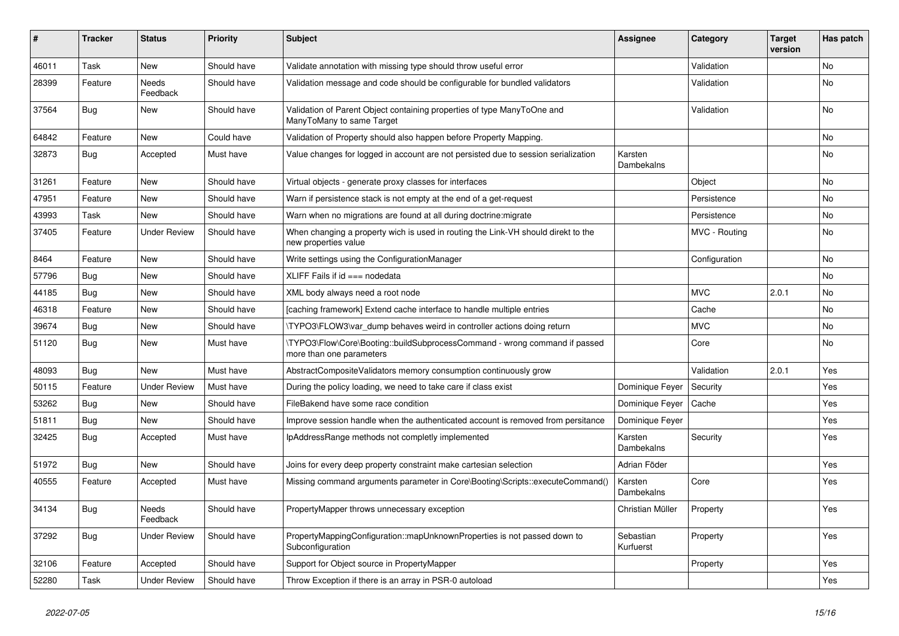| # | Tracker | Status | Priority | Subject | Assignee | Category | Target version | Has patch |
|---|---|---|---|---|---|---|---|---|
| 46011 | Task | New | Should have | Validate annotation with missing type should throw useful error | | Validation | | No |
| 28399 | Feature | Needs Feedback | Should have | Validation message and code should be configurable for bundled validators | | Validation | | No |
| 37564 | Bug | New | Should have | Validation of Parent Object containing properties of type ManyToOne and ManyToMany to same Target | | Validation | | No |
| 64842 | Feature | New | Could have | Validation of Property should also happen before Property Mapping. | | | | No |
| 32873 | Bug | Accepted | Must have | Value changes for logged in account are not persisted due to session serialization | Karsten Dambekalns | | | No |
| 31261 | Feature | New | Should have | Virtual objects - generate proxy classes for interfaces | | Object | | No |
| 47951 | Feature | New | Should have | Warn if persistence stack is not empty at the end of a get-request | | Persistence | | No |
| 43993 | Task | New | Should have | Warn when no migrations are found at all during doctrine:migrate | | Persistence | | No |
| 37405 | Feature | Under Review | Should have | When changing a property wich is used in routing the Link-VH should direkt to the new properties value | | MVC - Routing | | No |
| 8464 | Feature | New | Should have | Write settings using the ConfigurationManager | | Configuration | | No |
| 57796 | Bug | New | Should have | XLIFF Fails if id === nodedata | | | | No |
| 44185 | Bug | New | Should have | XML body always need a root node | | MVC | 2.0.1 | No |
| 46318 | Feature | New | Should have | [caching framework] Extend cache interface to handle multiple entries | | Cache | | No |
| 39674 | Bug | New | Should have | \TYPO3\FLOW3\var_dump behaves weird in controller actions doing return | | MVC | | No |
| 51120 | Bug | New | Must have | \TYPO3\Flow\Core\Booting::buildSubprocessCommand - wrong command if passed more than one parameters | | Core | | No |
| 48093 | Bug | New | Must have | AbstractCompositeValidators memory consumption continuously grow | | Validation | 2.0.1 | Yes |
| 50115 | Feature | Under Review | Must have | During the policy loading, we need to take care if class exist | Dominique Feyer | Security | | Yes |
| 53262 | Bug | New | Should have | FileBakend have some race condition | Dominique Feyer | Cache | | Yes |
| 51811 | Bug | New | Should have | Improve session handle when the authenticated account is removed from persitance | Dominique Feyer | | | Yes |
| 32425 | Bug | Accepted | Must have | IpAddressRange methods not completly implemented | Karsten Dambekalns | Security | | Yes |
| 51972 | Bug | New | Should have | Joins for every deep property constraint make cartesian selection | Adrian Föder | | | Yes |
| 40555 | Feature | Accepted | Must have | Missing command arguments parameter in Core\Booting\Scripts::executeCommand() | Karsten Dambekalns | Core | | Yes |
| 34134 | Bug | Needs Feedback | Should have | PropertyMapper throws unnecessary exception | Christian Müller | Property | | Yes |
| 37292 | Bug | Under Review | Should have | PropertyMappingConfiguration::mapUnknownProperties is not passed down to Subconfiguration | Sebastian Kurfuerst | Property | | Yes |
| 32106 | Feature | Accepted | Should have | Support for Object source in PropertyMapper | | Property | | Yes |
| 52280 | Task | Under Review | Should have | Throw Exception if there is an array in PSR-0 autoload | | | | Yes |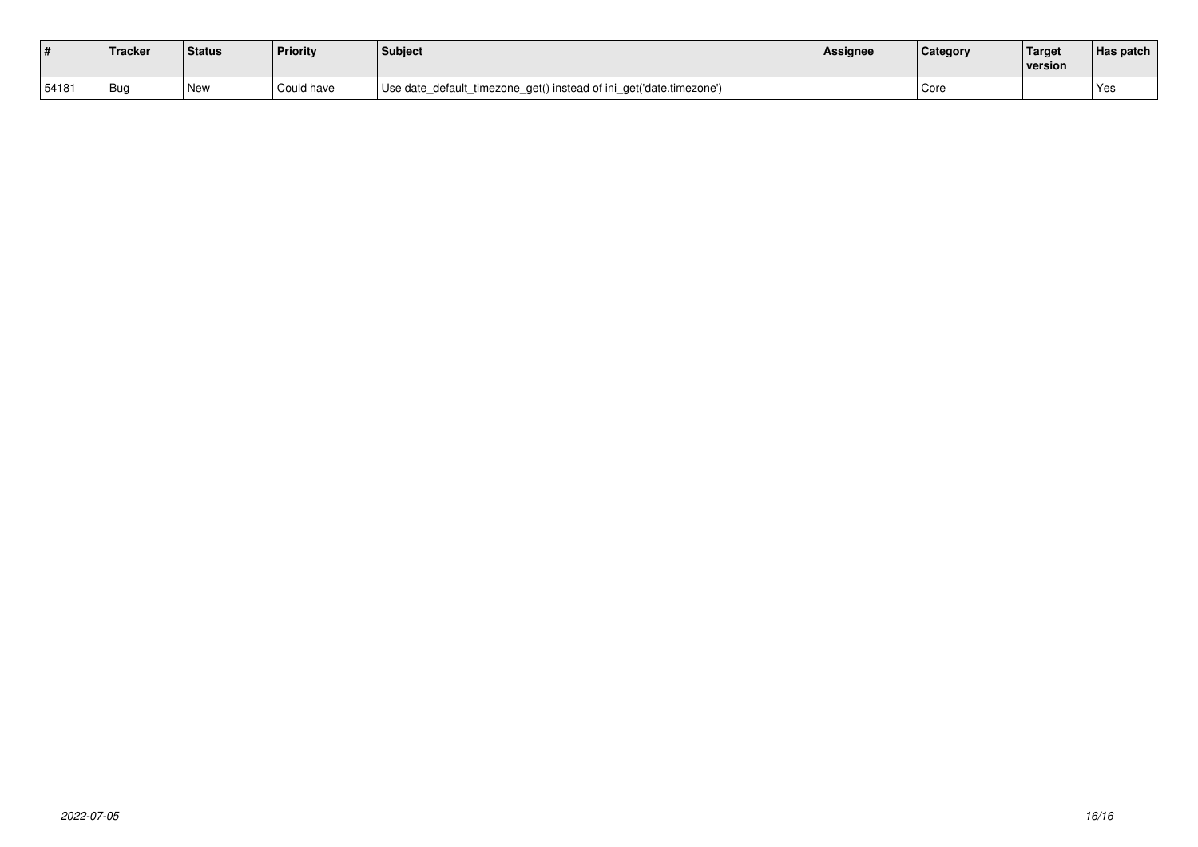| # | Tracker | Status | Priority | Subject | Assignee | Category | Target version | Has patch |
|---|---|---|---|---|---|---|---|---|
| 54181 | Bug | New | Could have | Use date_default_timezone_get() instead of ini_get('date.timezone') | | Core | | Yes |